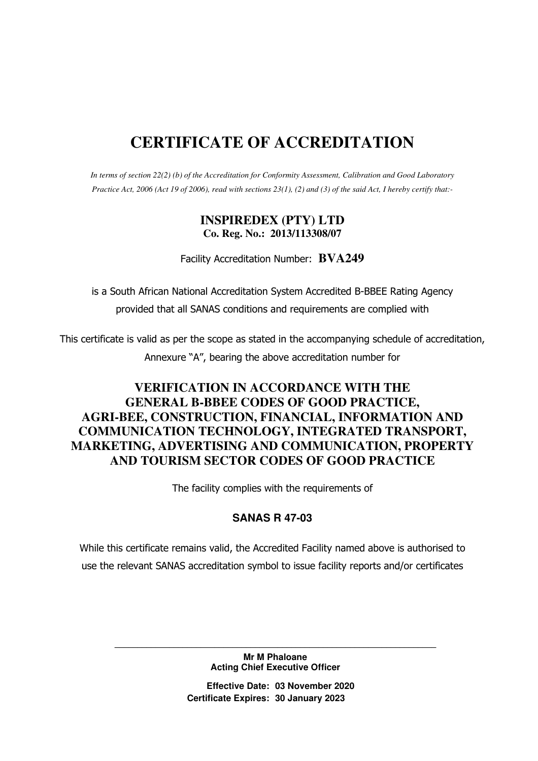# CERTIFICATE OF ACCREDITATION

*In terms of section 22(2) (b) of the Accreditation for Conformity Assessment, Calibration and Good Laboratory Practice Act, 2006 (Act 19 of 2006), read with sections 23(1), (2) and (3) of the said Act, I hereby certify that:-*

**INSPIREDEX (PTY) LTD**
**Co. Reg. No.: 2013/113308/07**

Facility Accreditation Number: **BVA249**

is a South African National Accreditation System Accredited B-BBEE Rating Agency provided that all SANAS conditions and requirements are complied with

This certificate is valid as per the scope as stated in the accompanying schedule of accreditation, Annexure "A", bearing the above accreditation number for

## VERIFICATION IN ACCORDANCE WITH THE GENERAL B-BBEE CODES OF GOOD PRACTICE, AGRI-BEE, CONSTRUCTION, FINANCIAL, INFORMATION AND COMMUNICATION TECHNOLOGY, INTEGRATED TRANSPORT, MARKETING, ADVERTISING AND COMMUNICATION, PROPERTY AND TOURISM SECTOR CODES OF GOOD PRACTICE

The facility complies with the requirements of

**SANAS R 47-03**

While this certificate remains valid, the Accredited Facility named above is authorised to use the relevant SANAS accreditation symbol to issue facility reports and/or certificates

**Mr M Phaloane**
**Acting Chief Executive Officer**

**Effective Date: 03 November 2020**
**Certificate Expires: 30 January 2023**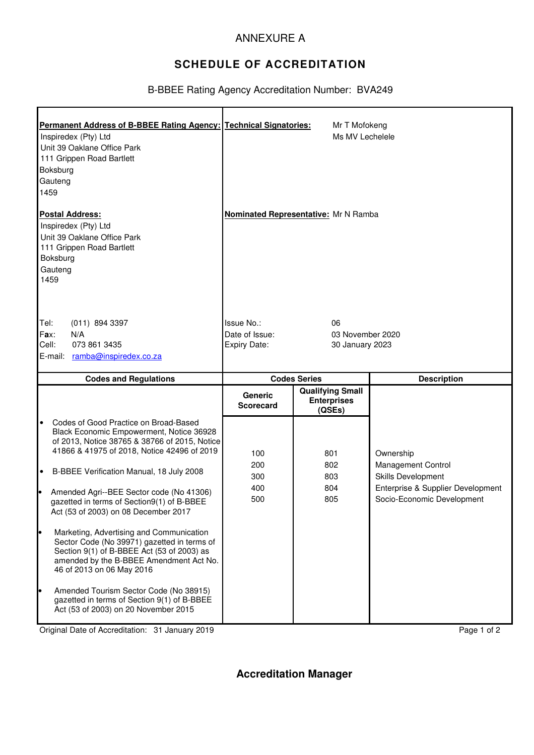ANNEXURE A

## SCHEDULE OF ACCREDITATION

B-BBEE Rating Agency Accreditation Number: BVA249

| **Permanent Address of B-BBEE Rating Agency:** | **Technical Signatories:** |
|---|---|
| Inspiredex (Pty) Ltd<br>Unit 39 Oaklane Office Park<br>111 Grippen Road Bartlett<br>Boksburg<br>Gauteng<br>1459 | Mr T Mofokeng<br>Ms MV Lechelele |
| **Postal Address:**<br>Inspiredex (Pty) Ltd<br>Unit 39 Oaklane Office Park<br>111 Grippen Road Bartlett<br>Boksburg<br>Gauteng<br>1459 | **Nominated Representative:** Mr N Ramba |
| Tel: (011) 894 3397<br>Fax: N/A<br>Cell: 073 861 3435<br>E-mail: ramba@inspiredex.co.za | Issue No.: 06<br>Date of Issue: 03 November 2020<br>Expiry Date: 30 January 2023 |

| Codes and Regulations | Codes Series | | Description |
|---|---|---|---|
| | **Generic Scorecard** | **Qualifying Small Enterprises (QSEs)** | |
| • Codes of Good Practice on Broad-Based Black Economic Empowerment, Notice 36928 of 2013, Notice 38765 & 38766 of 2015, Notice 41866 & 41975 of 2018, Notice 42496 of 2019<br>• B-BBEE Verification Manual, 18 July 2008<br>• Amended Agri--BEE Sector code (No 41306) gazetted in terms of Section9(1) of B-BBEE Act (53 of 2003) on 08 December 2017<br>• Marketing, Advertising and Communication Sector Code (No 39971) gazetted in terms of Section 9(1) of B-BBEE Act (53 of 2003) as amended by the B-BBEE Amendment Act No. 46 of 2013 on 06 May 2016<br>• Amended Tourism Sector Code (No 38915) gazetted in terms of Section 9(1) of B-BBEE Act (53 of 2003) on 20 November 2015 | 100<br>200<br>300<br>400<br>500 | 801<br>802<br>803<br>804<br>805 | Ownership<br>Management Control<br>Skills Development<br>Enterprise & Supplier Development<br>Socio-Economic Development |

Original Date of Accreditation: 31 January 2019

**Accreditation Manager**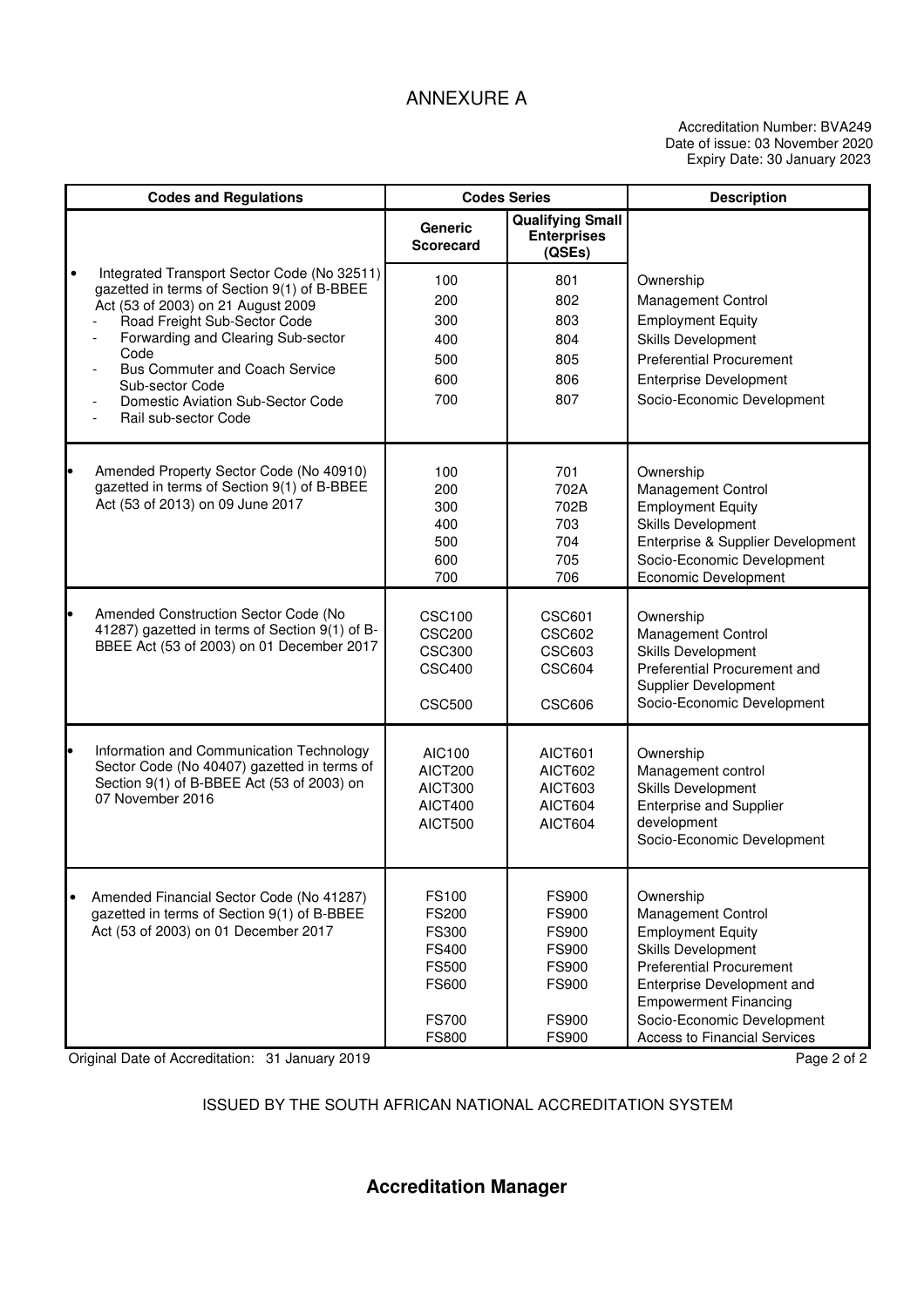# ANNEXURE A

Accreditation Number: BVA249
Date of issue: 03 November 2020
Expiry Date: 30 January 2023

| Codes and Regulations | Codes Series | | Description |
|---|---|---|---|
| | Generic Scorecard | Qualifying Small Enterprises (QSEs) | |
| • Integrated Transport Sector Code (No 32511) gazetted in terms of Section 9(1) of B-BBEE Act (53 of 2003) on 21 August 2009<br>- Road Freight Sub-Sector Code<br>- Forwarding and Clearing Sub-sector Code<br>- Bus Commuter and Coach Service Sub-sector Code<br>- Domestic Aviation Sub-Sector Code<br>- Rail sub-sector Code | 100<br>200<br>300<br>400<br>500<br>600<br>700 | 801<br>802<br>803<br>804<br>805<br>806<br>807 | Ownership<br>Management Control<br>Employment Equity<br>Skills Development<br>Preferential Procurement<br>Enterprise Development<br>Socio-Economic Development |
| • Amended Property Sector Code (No 40910) gazetted in terms of Section 9(1) of B-BBEE Act (53 of 2013) on 09 June 2017 | 100<br>200<br>300<br>400<br>500<br>600<br>700 | 701<br>702A<br>702B<br>703<br>704<br>705<br>706 | Ownership<br>Management Control<br>Employment Equity<br>Skills Development<br>Enterprise & Supplier Development<br>Socio-Economic Development<br>Economic Development |
| • Amended Construction Sector Code (No 41287) gazetted in terms of Section 9(1) of B-BBEE Act (53 of 2003) on 01 December 2017 | CSC100<br>CSC200<br>CSC300<br>CSC400<br>CSC500 | CSC601<br>CSC602<br>CSC603<br>CSC604<br>CSC606 | Ownership<br>Management Control<br>Skills Development<br>Preferential Procurement and Supplier Development<br>Socio-Economic Development |
| • Information and Communication Technology Sector Code (No 40407) gazetted in terms of Section 9(1) of B-BBEE Act (53 of 2003) on 07 November 2016 | AIC100<br>AICT200<br>AICT300<br>AICT400<br>AICT500 | AICT601<br>AICT602<br>AICT603<br>AICT604<br>AICT604 | Ownership<br>Management control<br>Skills Development<br>Enterprise and Supplier development<br>Socio-Economic Development |
| • Amended Financial Sector Code (No 41287) gazetted in terms of Section 9(1) of B-BBEE Act (53 of 2003) on 01 December 2017 | FS100<br>FS200<br>FS300<br>FS400<br>FS500<br>FS600<br>FS700<br>FS800 | FS900<br>FS900<br>FS900<br>FS900<br>FS900<br>FS900<br>FS900<br>FS900 | Ownership<br>Management Control<br>Employment Equity<br>Skills Development<br>Preferential Procurement<br>Enterprise Development and Empowerment Financing<br>Socio-Economic Development<br>Access to Financial Services |

Original Date of Accreditation: 31 January 2019

ISSUED BY THE SOUTH AFRICAN NATIONAL ACCREDITATION SYSTEM

**Accreditation Manager**